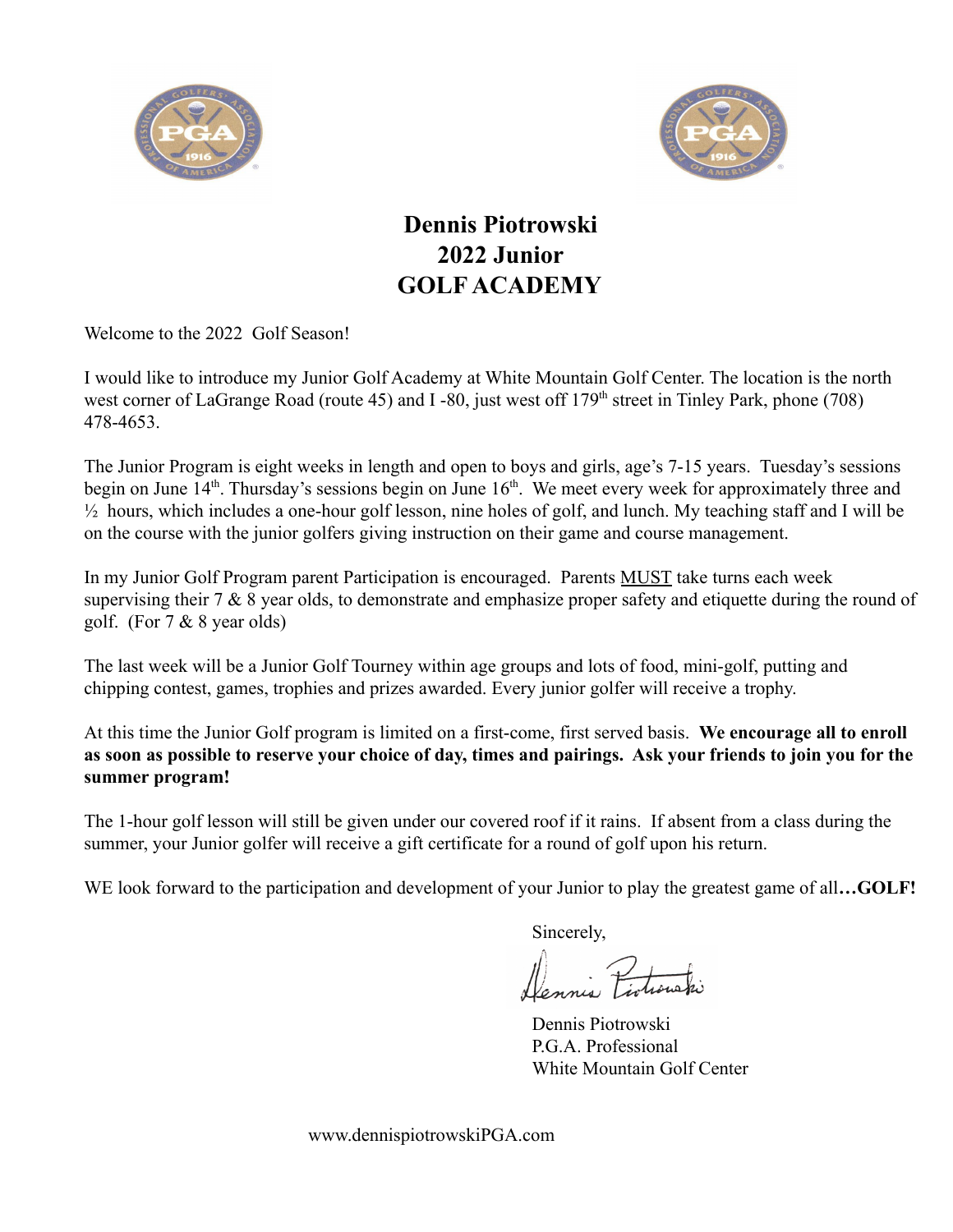# Dennis Piotrowski
# 2022 Junior
# GOLF ACADEMY

Welcome to the 2022 Golf Season!

I would like to introduce my Junior Golf Academy at White Mountain Golf Center. The location is the north west corner of LaGrange Road (route 45) and I -80, just west off 179th street in Tinley Park, phone (708) 478-4653.

The Junior Program is eight weeks in length and open to boys and girls, age's 7-15 years. Tuesday's sessions begin on June 14th. Thursday's sessions begin on June 16th. We meet every week for approximately three and ½ hours, which includes a one-hour golf lesson, nine holes of golf, and lunch. My teaching staff and I will be on the course with the junior golfers giving instruction on their game and course management.

In my Junior Golf Program parent Participation is encouraged. Parents MUST take turns each week supervising their 7 & 8 year olds, to demonstrate and emphasize proper safety and etiquette during the round of golf. (For 7 & 8 year olds)

The last week will be a Junior Golf Tourney within age groups and lots of food, mini-golf, putting and chipping contest, games, trophies and prizes awarded. Every junior golfer will receive a trophy.

At this time the Junior Golf program is limited on a first-come, first served basis. **We encourage all to enroll as soon as possible to reserve your choice of day, times and pairings. Ask your friends to join you for the summer program!**

The 1-hour golf lesson will still be given under our covered roof if it rains. If absent from a class during the summer, your Junior golfer will receive a gift certificate for a round of golf upon his return.

WE look forward to the participation and development of your Junior to play the greatest game of all**…GOLF!**

Sincerely,

Dennis Piotrowski
P.G.A. Professional
White Mountain Golf Center

www.dennispiotrowskiPGA.com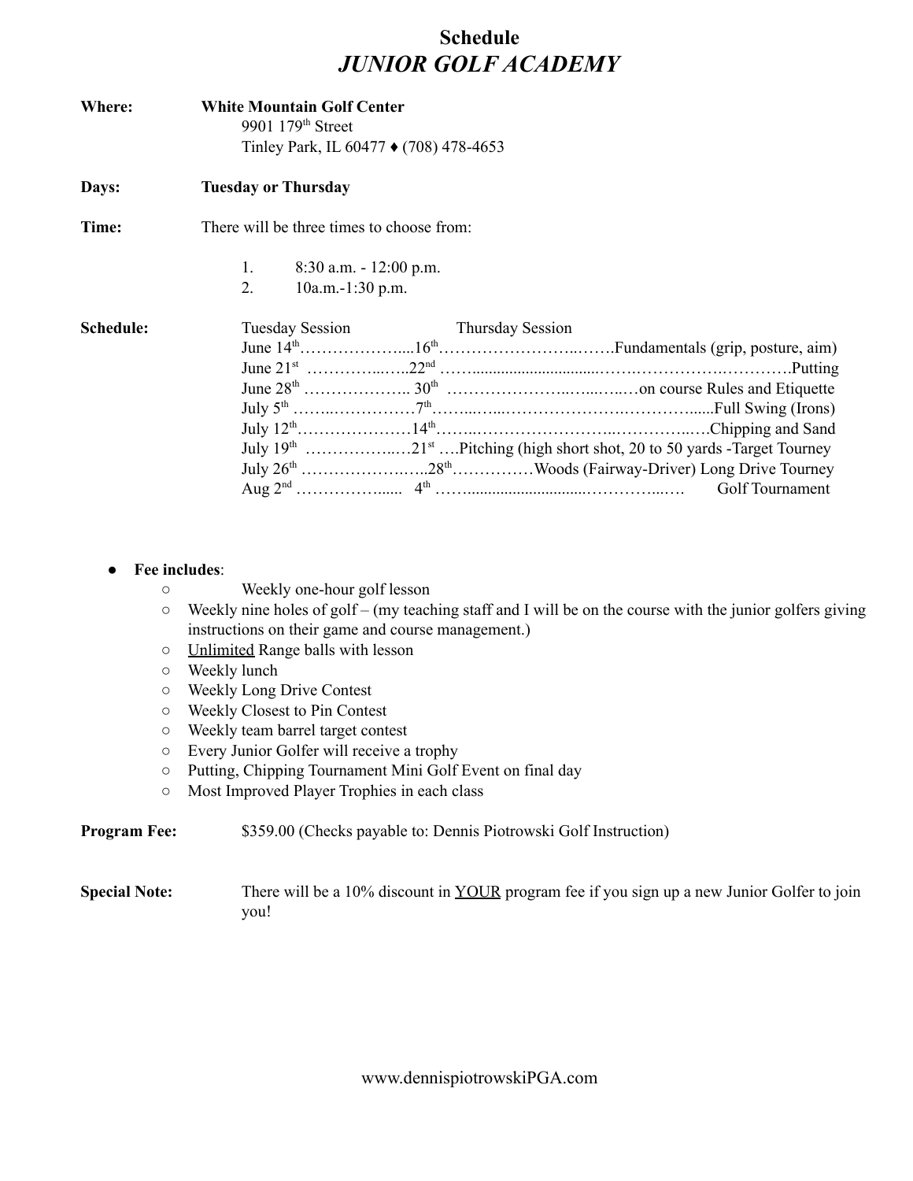# Schedule
## *JUNIOR GOLF ACADEMY*

**Where:** **White Mountain Golf Center**
9901 179th Street
Tinley Park, IL 60477 ♦ (708) 478-4653

**Days:** **Tuesday or Thursday**

**Time:** There will be three times to choose from:

1. 8:30 a.m. - 12:00 p.m.
2. 10a.m.-1:30 p.m.

**Schedule:**

| Tuesday Session | Thursday Session | |
|---|---|---|
| June 14th | 16th | Fundamentals (grip, posture, aim) |
| June 21st | 22nd | Putting |
| June 28th | 30th | on course Rules and Etiquette |
| July 5th | 7th | Full Swing (Irons) |
| July 12th | 14th | Chipping and Sand |
| July 19th | 21st | Pitching (high short shot, 20 to 50 yards -Target Tourney |
| July 26th | 28th | Woods (Fairway-Driver) Long Drive Tourney |
| Aug 2nd | 4th | Golf Tournament |

- **Fee includes**:
  - Weekly one-hour golf lesson
  - Weekly nine holes of golf – (my teaching staff and I will be on the course with the junior golfers giving instructions on their game and course management.)
  - Unlimited Range balls with lesson
  - Weekly lunch
  - Weekly Long Drive Contest
  - Weekly Closest to Pin Contest
  - Weekly team barrel target contest
  - Every Junior Golfer will receive a trophy
  - Putting, Chipping Tournament Mini Golf Event on final day
  - Most Improved Player Trophies in each class

**Program Fee:** $359.00 (Checks payable to: Dennis Piotrowski Golf Instruction)

**Special Note:** There will be a 10% discount in YOUR program fee if you sign up a new Junior Golfer to join you!

www.dennispiotrowskiPGA.com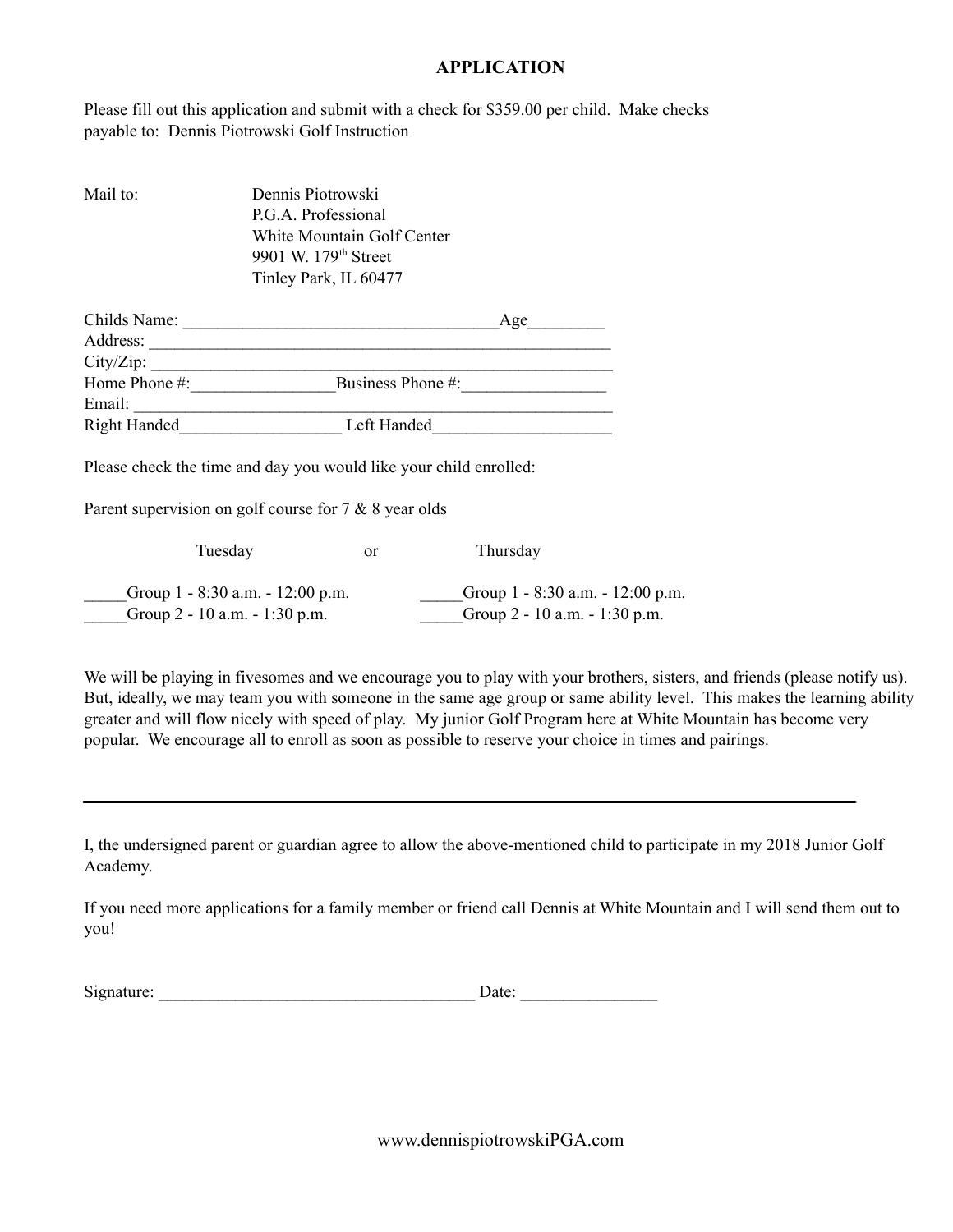# APPLICATION

Please fill out this application and submit with a check for $359.00 per child. Make checks payable to: Dennis Piotrowski Golf Instruction

Mail to: Dennis Piotrowski
P.G.A. Professional
White Mountain Golf Center
9901 W. 179th Street
Tinley Park, IL 60477

Childs Name: ____________________________________Age_________
Address: ________________________________________________________
City/Zip: ________________________________________________________
Home Phone #:_________________Business Phone #:_________________
Email: ___________________________________________________________
Right Handed___________________ Left Handed_____________________

Please check the time and day you would like your child enrolled:

Parent supervision on golf course for 7 & 8 year olds

| Tuesday | or | Thursday |
|---|---|---|
| _____Group 1 - 8:30 a.m. - 12:00 p.m. | | _____Group 1 - 8:30 a.m. - 12:00 p.m. |
| _____Group 2 - 10 a.m. - 1:30 p.m. | | _____Group 2 - 10 a.m. - 1:30 p.m. |

We will be playing in fivesomes and we encourage you to play with your brothers, sisters, and friends (please notify us). But, ideally, we may team you with someone in the same age group or same ability level. This makes the learning ability greater and will flow nicely with speed of play. My junior Golf Program here at White Mountain has become very popular. We encourage all to enroll as soon as possible to reserve your choice in times and pairings.

---

I, the undersigned parent or guardian agree to allow the above-mentioned child to participate in my 2018 Junior Golf Academy.

If you need more applications for a family member or friend call Dennis at White Mountain and I will send them out to you!

Signature: _____________________________________ Date: ________________

www.dennispiotrowskiPGA.com